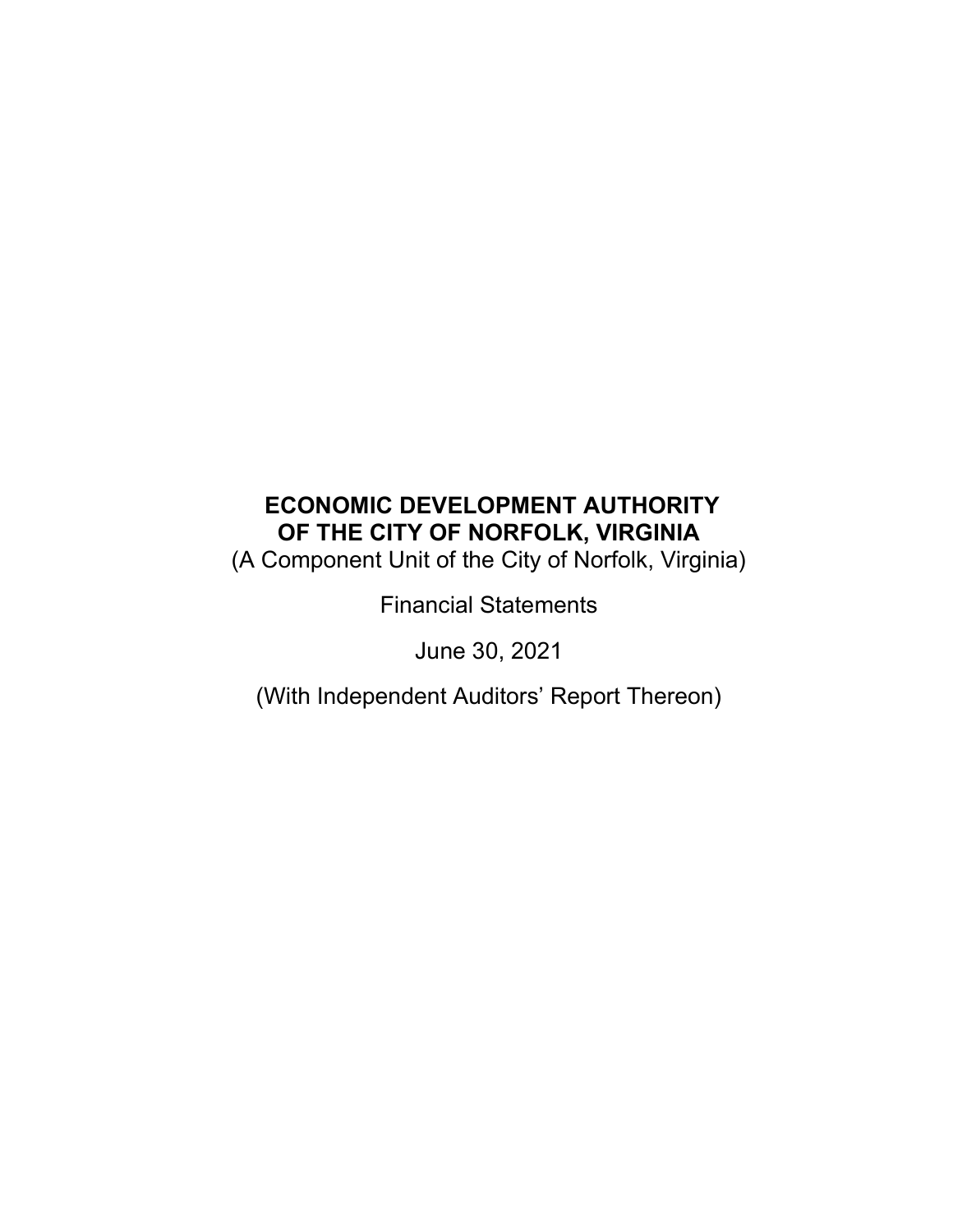# ECONOMIC DEVELOPMENT AUTHORITY OF THE CITY OF NORFOLK, VIRGINIA

(A Component Unit of the City of Norfolk, Virginia)

Financial Statements

June 30, 2021

(With Independent Auditors' Report Thereon)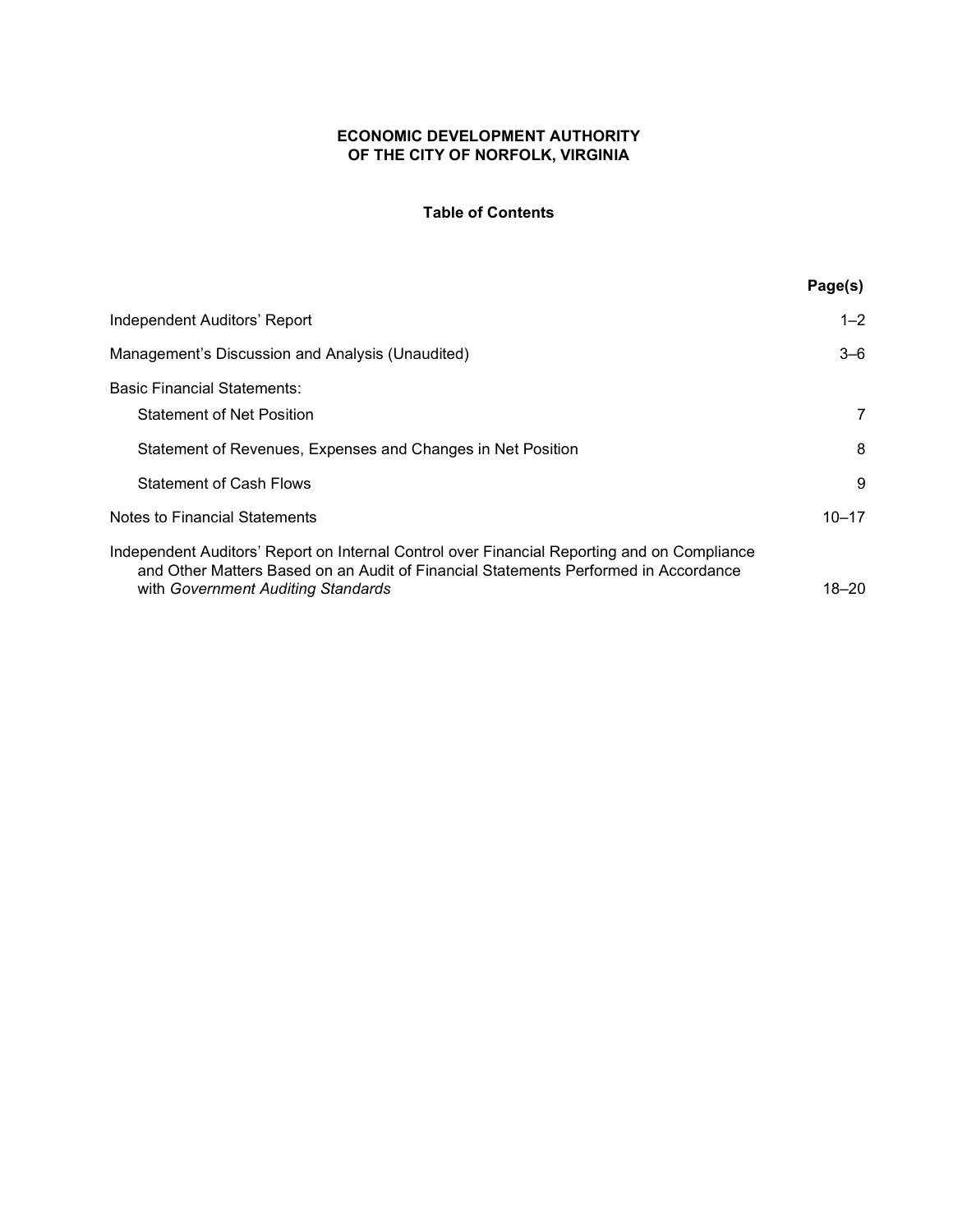# ECONOMIC DEVELOPMENT AUTHORITY OF THE CITY OF NORFOLK, VIRGINIA

## Table of Contents

| | Page(s) |
|---|---|
| Independent Auditors' Report | 1–2 |
| Management's Discussion and Analysis (Unaudited) | 3–6 |
| Basic Financial Statements: | |
| Statement of Net Position | 7 |
| Statement of Revenues, Expenses and Changes in Net Position | 8 |
| Statement of Cash Flows | 9 |
| Notes to Financial Statements | 10–17 |
| Independent Auditors' Report on Internal Control over Financial Reporting and on Compliance and Other Matters Based on an Audit of Financial Statements Performed in Accordance with *Government Auditing Standards* | 18–20 |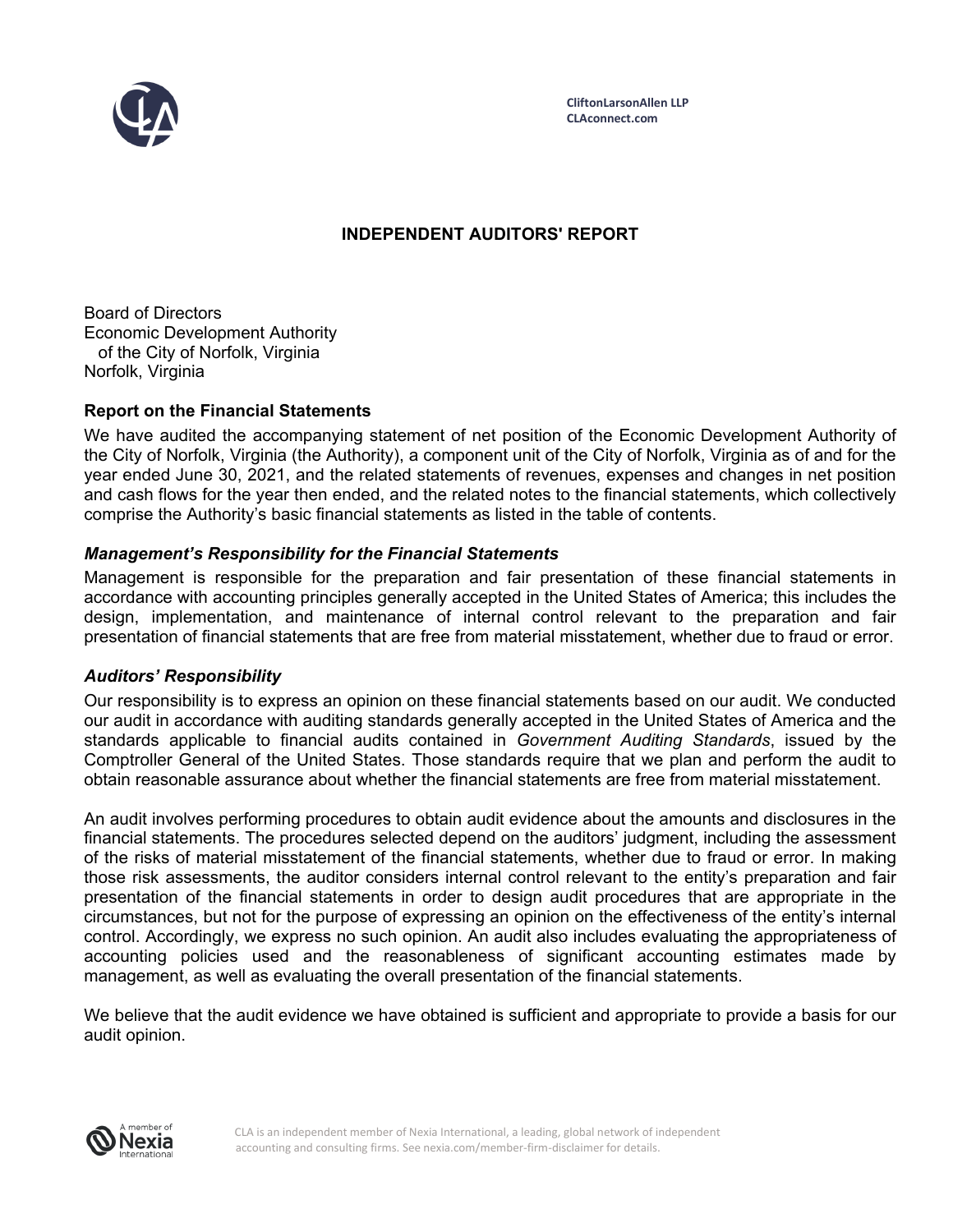CliftonLarsonAllen LLP
CLAconnect.com

# INDEPENDENT AUDITORS' REPORT

Board of Directors
Economic Development Authority
of the City of Norfolk, Virginia
Norfolk, Virginia

## Report on the Financial Statements

We have audited the accompanying statement of net position of the Economic Development Authority of the City of Norfolk, Virginia (the Authority), a component unit of the City of Norfolk, Virginia as of and for the year ended June 30, 2021, and the related statements of revenues, expenses and changes in net position and cash flows for the year then ended, and the related notes to the financial statements, which collectively comprise the Authority's basic financial statements as listed in the table of contents.

### *Management's Responsibility for the Financial Statements*

Management is responsible for the preparation and fair presentation of these financial statements in accordance with accounting principles generally accepted in the United States of America; this includes the design, implementation, and maintenance of internal control relevant to the preparation and fair presentation of financial statements that are free from material misstatement, whether due to fraud or error.

### *Auditors' Responsibility*

Our responsibility is to express an opinion on these financial statements based on our audit. We conducted our audit in accordance with auditing standards generally accepted in the United States of America and the standards applicable to financial audits contained in *Government Auditing Standards*, issued by the Comptroller General of the United States. Those standards require that we plan and perform the audit to obtain reasonable assurance about whether the financial statements are free from material misstatement.

An audit involves performing procedures to obtain audit evidence about the amounts and disclosures in the financial statements. The procedures selected depend on the auditors' judgment, including the assessment of the risks of material misstatement of the financial statements, whether due to fraud or error. In making those risk assessments, the auditor considers internal control relevant to the entity's preparation and fair presentation of the financial statements in order to design audit procedures that are appropriate in the circumstances, but not for the purpose of expressing an opinion on the effectiveness of the entity's internal control. Accordingly, we express no such opinion. An audit also includes evaluating the appropriateness of accounting policies used and the reasonableness of significant accounting estimates made by management, as well as evaluating the overall presentation of the financial statements.

We believe that the audit evidence we have obtained is sufficient and appropriate to provide a basis for our audit opinion.

CLA is an independent member of Nexia International, a leading, global network of independent accounting and consulting firms. See nexia.com/member-firm-disclaimer for details.